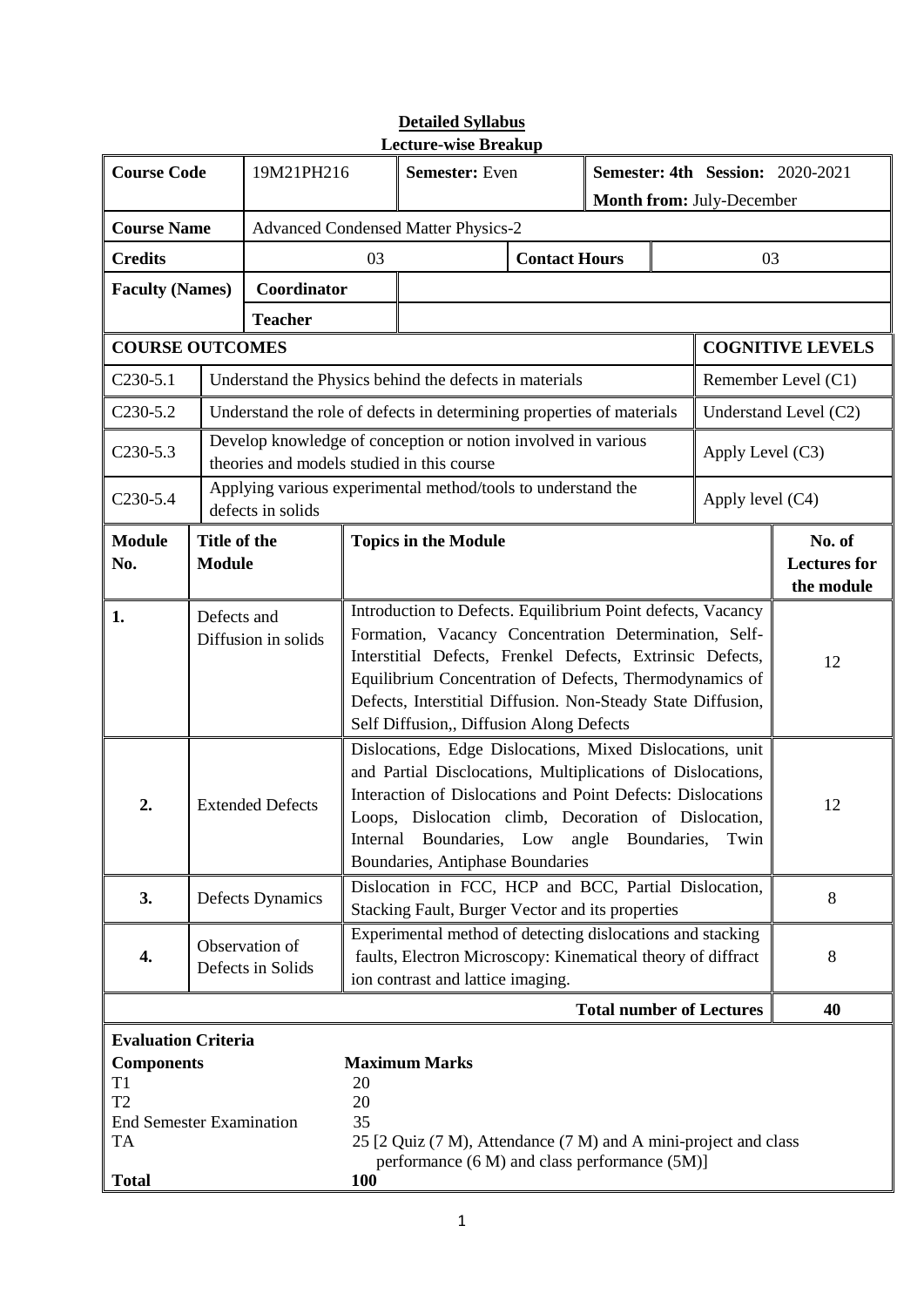# Detailed Syllabus

## Lecture-wise Breakup

| Course Code | 19M21PH216 | Semester: Even | Semester: 4th Session: 2020-2021 Month from: July-December |
|---|---|---|---|
| Course Name | Advanced Condensed Matter Physics-2 | | |
| Credits | 03 | Contact Hours | 03 |
| Faculty (Names) | Coordinator | | |
| | Teacher | | |

| COURSE OUTCOMES | | COGNITIVE LEVELS |
|---|---|---|
| C230-5.1 | Understand the Physics behind the defects in materials | Remember Level (C1) |
| C230-5.2 | Understand the role of defects in determining properties of materials | Understand Level (C2) |
| C230-5.3 | Develop knowledge of conception or notion involved in various theories and models studied in this course | Apply Level (C3) |
| C230-5.4 | Applying various experimental method/tools to understand the defects in solids | Apply level (C4) |

| Module No. | Title of the Module | Topics in the Module | No. of Lectures for the module |
|---|---|---|---|
| 1. | Defects and Diffusion in solids | Introduction to Defects. Equilibrium Point defects, Vacancy Formation, Vacancy Concentration Determination, Self-Interstitial Defects, Frenkel Defects, Extrinsic Defects, Equilibrium Concentration of Defects, Thermodynamics of Defects, Interstitial Diffusion. Non-Steady State Diffusion, Self Diffusion,, Diffusion Along Defects | 12 |
| 2. | Extended Defects | Dislocations, Edge Dislocations, Mixed Dislocations, unit and Partial Disclocations, Multiplications of Dislocations, Interaction of Dislocations and Point Defects: Dislocations Loops, Dislocation climb, Decoration of Dislocation, Internal Boundaries, Low angle Boundaries, Twin Boundaries, Antiphase Boundaries | 12 |
| 3. | Defects Dynamics | Dislocation in FCC, HCP and BCC, Partial Dislocation, Stacking Fault, Burger Vector and its properties | 8 |
| 4. | Observation of Defects in Solids | Experimental method of detecting dislocations and stacking faults, Electron Microscopy: Kinematical theory of diffract ion contrast and lattice imaging. | 8 |
| | | Total number of Lectures | 40 |

**Evaluation Criteria**

| Components | Maximum Marks |
|---|---|
| T1 | 20 |
| T2 | 20 |
| End Semester Examination | 35 |
| TA | 25 [2 Quiz (7 M), Attendance (7 M) and A mini-project and class performance (6 M) and class performance (5M)] |
| **Total** | **100** |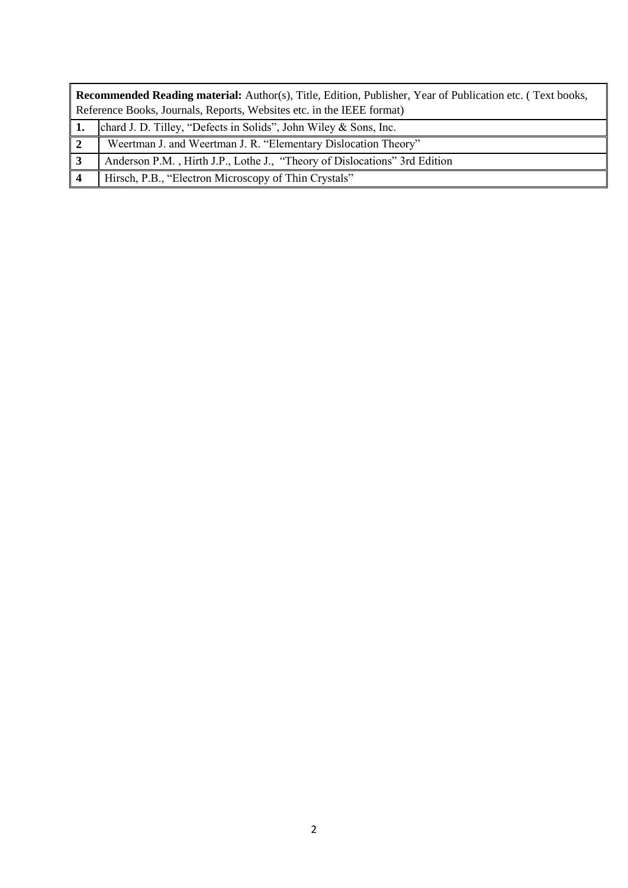| **Recommended Reading material:** Author(s), Title, Edition, Publisher, Year of Publication etc. ( Text books, Reference Books, Journals, Reports, Websites etc. in the IEEE format) | |
|---|---|
| **1.** | chard J. D. Tilley, "Defects in Solids", John Wiley & Sons, Inc. |
| **2** | Weertman J. and Weertman J. R. "Elementary Dislocation Theory" |
| **3** | Anderson P.M. , Hirth J.P., Lothe J., "Theory of Dislocations" 3rd Edition |
| **4** | Hirsch, P.B., "Electron Microscopy of Thin Crystals" |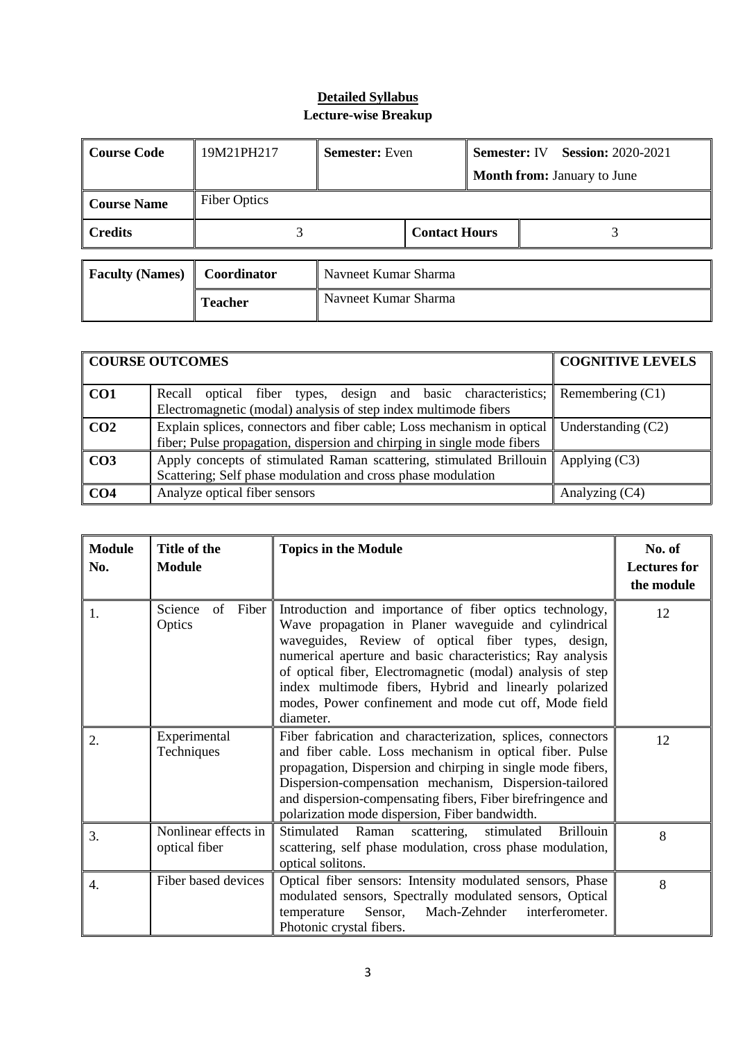**Detailed Syllabus**

**Lecture-wise Breakup**

| **Course Code** | 19M21PH217 | **Semester:** Even | | **Semester:** IV **Session:** 2020-2021<br>**Month from:** January to June | |
|---|---|---|---|---|---|
| **Course Name** | Fiber Optics | | | | |
| **Credits** | 3 | | **Contact Hours** | | 3 |

| **Faculty (Names)** | **Coordinator** | Navneet Kumar Sharma |
|---|---|---|
| | **Teacher** | Navneet Kumar Sharma |

| **COURSE OUTCOMES** | | **COGNITIVE LEVELS** |
|---|---|---|
| **CO1** | Recall optical fiber types, design and basic characteristics; Electromagnetic (modal) analysis of step index multimode fibers | Remembering (C1) |
| **CO2** | Explain splices, connectors and fiber cable; Loss mechanism in optical fiber; Pulse propagation, dispersion and chirping in single mode fibers | Understanding (C2) |
| **CO3** | Apply concepts of stimulated Raman scattering, stimulated Brillouin Scattering; Self phase modulation and cross phase modulation | Applying (C3) |
| **CO4** | Analyze optical fiber sensors | Analyzing (C4) |

| **Module No.** | **Title of the Module** | **Topics in the Module** | **No. of Lectures for the module** |
|---|---|---|---|
| 1. | Science of Fiber Optics | Introduction and importance of fiber optics technology, Wave propagation in Planer waveguide and cylindrical waveguides, Review of optical fiber types, design, numerical aperture and basic characteristics; Ray analysis of optical fiber, Electromagnetic (modal) analysis of step index multimode fibers, Hybrid and linearly polarized modes, Power confinement and mode cut off, Mode field diameter. | 12 |
| 2. | Experimental Techniques | Fiber fabrication and characterization, splices, connectors and fiber cable. Loss mechanism in optical fiber. Pulse propagation, Dispersion and chirping in single mode fibers, Dispersion-compensation mechanism, Dispersion-tailored and dispersion-compensating fibers, Fiber birefringence and polarization mode dispersion, Fiber bandwidth. | 12 |
| 3. | Nonlinear effects in optical fiber | Stimulated Raman scattering, stimulated Brillouin scattering, self phase modulation, cross phase modulation, optical solitons. | 8 |
| 4. | Fiber based devices | Optical fiber sensors: Intensity modulated sensors, Phase modulated sensors, Spectrally modulated sensors, Optical temperature Sensor, Mach-Zehnder interferometer. Photonic crystal fibers. | 8 |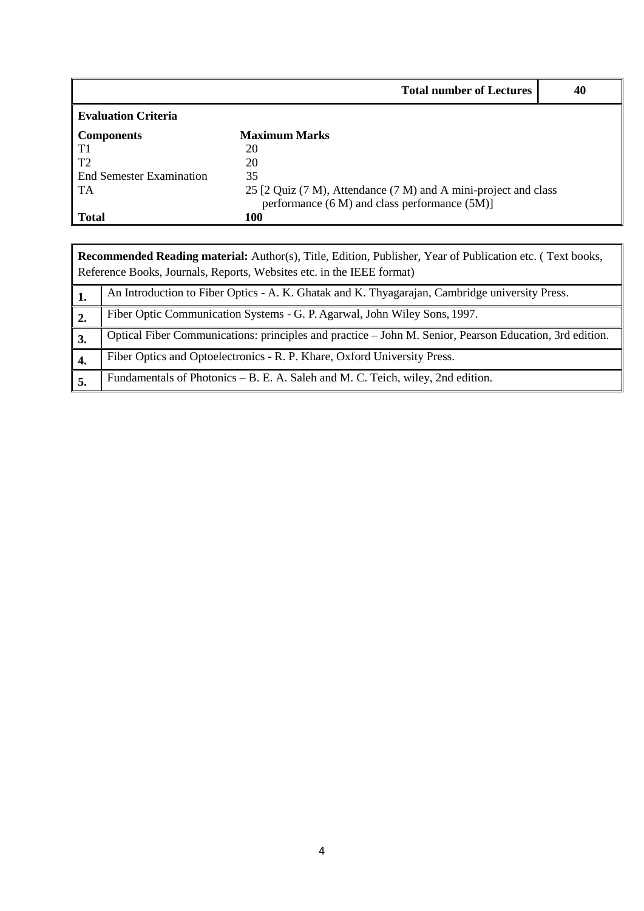| Total number of Lectures | 40 |
|---|---|

**Evaluation Criteria**

| Components | Maximum Marks |
|---|---|
| T1 | 20 |
| T2 | 20 |
| End Semester Examination | 35 |
| TA | 25 [2 Quiz (7 M), Attendance (7 M) and A mini-project and class performance (6 M) and class performance (5M)] |
| **Total** | **100** |

**Recommended Reading material:** Author(s), Title, Edition, Publisher, Year of Publication etc. ( Text books, Reference Books, Journals, Reports, Websites etc. in the IEEE format)

| | |
|---|---|
| **1.** | An Introduction to Fiber Optics - A. K. Ghatak and K. Thyagarajan, Cambridge university Press. |
| **2.** | Fiber Optic Communication Systems - G. P. Agarwal, John Wiley Sons, 1997. |
| **3.** | Optical Fiber Communications: principles and practice – John M. Senior, Pearson Education, 3rd edition. |
| **4.** | Fiber Optics and Optoelectronics - R. P. Khare, Oxford University Press. |
| **5.** | Fundamentals of Photonics – B. E. A. Saleh and M. C. Teich, wiley, 2nd edition. |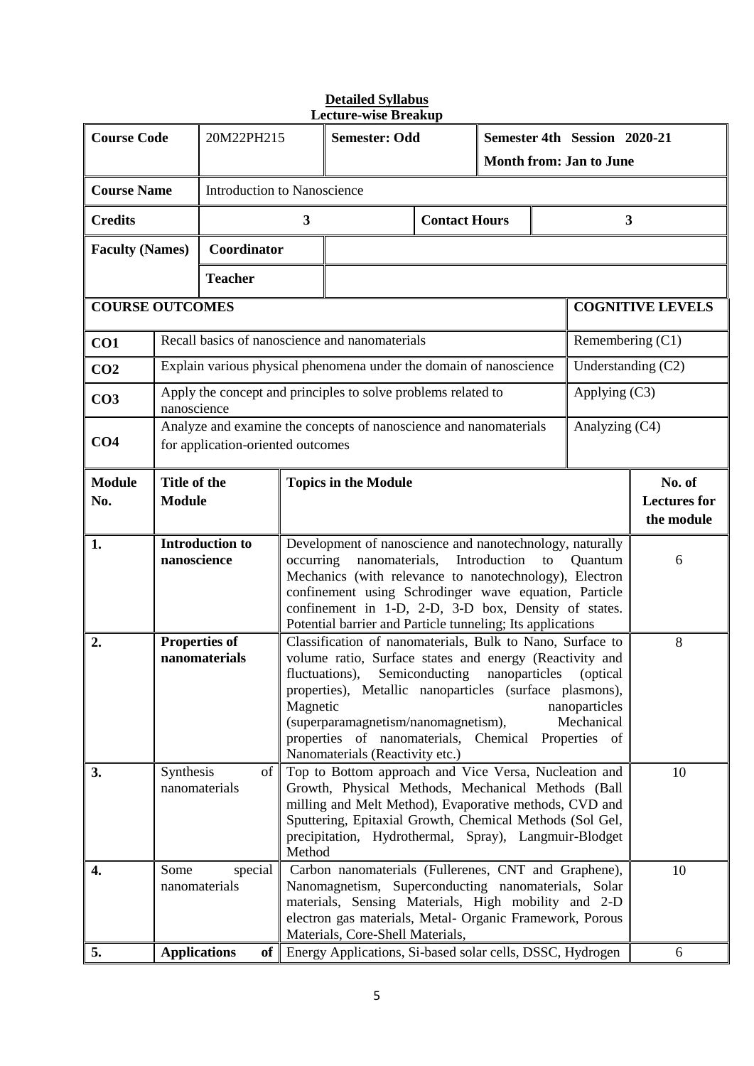**Detailed Syllabus**
**Lecture-wise Breakup**

| **Course Code** | 20M22PH215 | **Semester: Odd** | **Semester 4th Session 2020-21** **Month from: Jan to June** |
|---|---|---|---|
| **Course Name** | Introduction to Nanoscience | | |
| **Credits** | **3** | **Contact Hours** | **3** |
| **Faculty (Names)** | **Coordinator** | | |
| | **Teacher** | | |

| **COURSE OUTCOMES** | | **COGNITIVE LEVELS** |
|---|---|---|
| **CO1** | Recall basics of nanoscience and nanomaterials | Remembering (C1) |
| **CO2** | Explain various physical phenomena under the domain of nanoscience | Understanding (C2) |
| **CO3** | Apply the concept and principles to solve problems related to nanoscience | Applying (C3) |
| **CO4** | Analyze and examine the concepts of nanoscience and nanomaterials for application-oriented outcomes | Analyzing (C4) |

| **Module No.** | **Title of the Module** | **Topics in the Module** | **No. of Lectures for the module** |
|---|---|---|---|
| **1.** | **Introduction to nanoscience** | Development of nanoscience and nanotechnology, naturally occurring nanomaterials, Introduction to Quantum Mechanics (with relevance to nanotechnology), Electron confinement using Schrodinger wave equation, Particle confinement in 1-D, 2-D, 3-D box, Density of states. Potential barrier and Particle tunneling; Its applications | 6 |
| **2.** | **Properties of nanomaterials** | Classification of nanomaterials, Bulk to Nano, Surface to volume ratio, Surface states and energy (Reactivity and fluctuations), Semiconducting nanoparticles (optical properties), Metallic nanoparticles (surface plasmons), Magnetic nanoparticles (superparamagnetism/nanomagnetism), Mechanical properties of nanomaterials, Chemical Properties of Nanomaterials (Reactivity etc.) | 8 |
| **3.** | Synthesis of nanomaterials | Top to Bottom approach and Vice Versa, Nucleation and Growth, Physical Methods, Mechanical Methods (Ball milling and Melt Method), Evaporative methods, CVD and Sputtering, Epitaxial Growth, Chemical Methods (Sol Gel, precipitation, Hydrothermal, Spray), Langmuir-Blodget Method | 10 |
| **4.** | Some special nanomaterials | Carbon nanomaterials (Fullerenes, CNT and Graphene), Nanomagnetism, Superconducting nanomaterials, Solar materials, Sensing Materials, High mobility and 2-D electron gas materials, Metal- Organic Framework, Porous Materials, Core-Shell Materials, | 10 |
| **5.** | **Applications of** | Energy Applications, Si-based solar cells, DSSC, Hydrogen | 6 |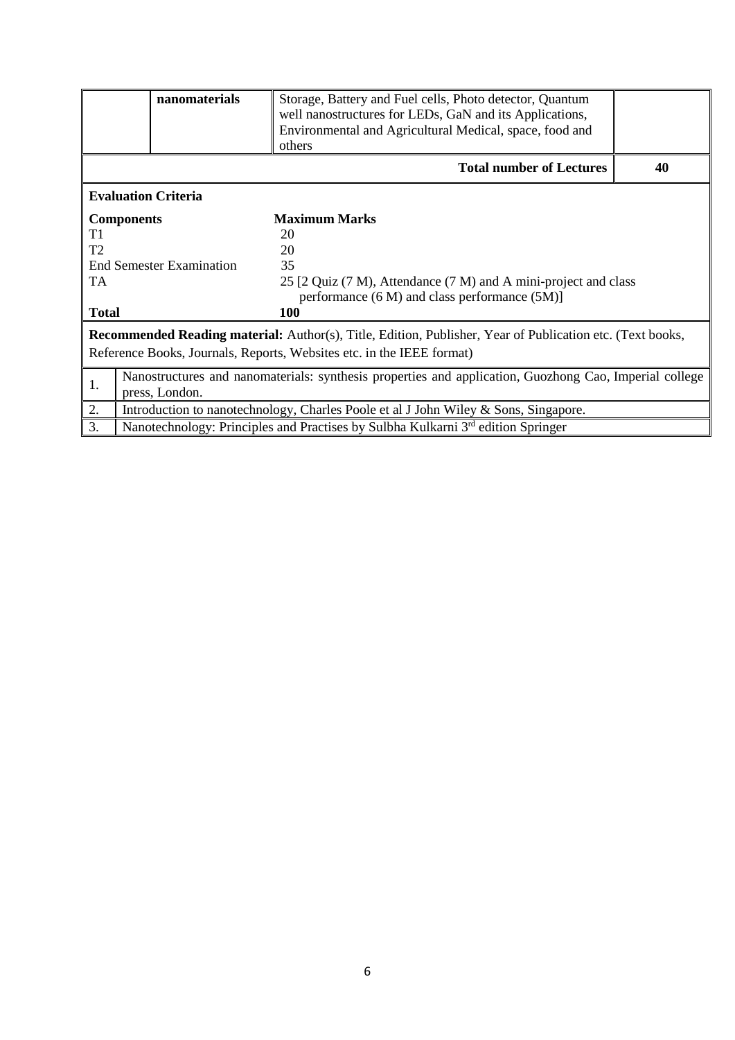|  | nanomaterials | Storage, Battery and Fuel cells, Photo detector, Quantum well nanostructures for LEDs, GaN and its Applications, Environmental and Agricultural Medical, space, food and others |  |
|---|---|---|---|
|  |  | **Total number of Lectures** | **40** |

**Evaluation Criteria**

| **Components** | **Maximum Marks** |
|---|---|
| T1 | 20 |
| T2 | 20 |
| End Semester Examination | 35 |
| TA | 25 [2 Quiz (7 M), Attendance (7 M) and A mini-project and class performance (6 M) and class performance (5M)] |
| **Total** | **100** |

**Recommended Reading material:** Author(s), Title, Edition, Publisher, Year of Publication etc. (Text books, Reference Books, Journals, Reports, Websites etc. in the IEEE format)

| | |
|---|---|
| 1. | Nanostructures and nanomaterials: synthesis properties and application, Guozhong Cao, Imperial college press, London. |
| 2. | Introduction to nanotechnology, Charles Poole et al J John Wiley & Sons, Singapore. |
| 3. | Nanotechnology: Principles and Practises by Sulbha Kulkarni 3rd edition Springer |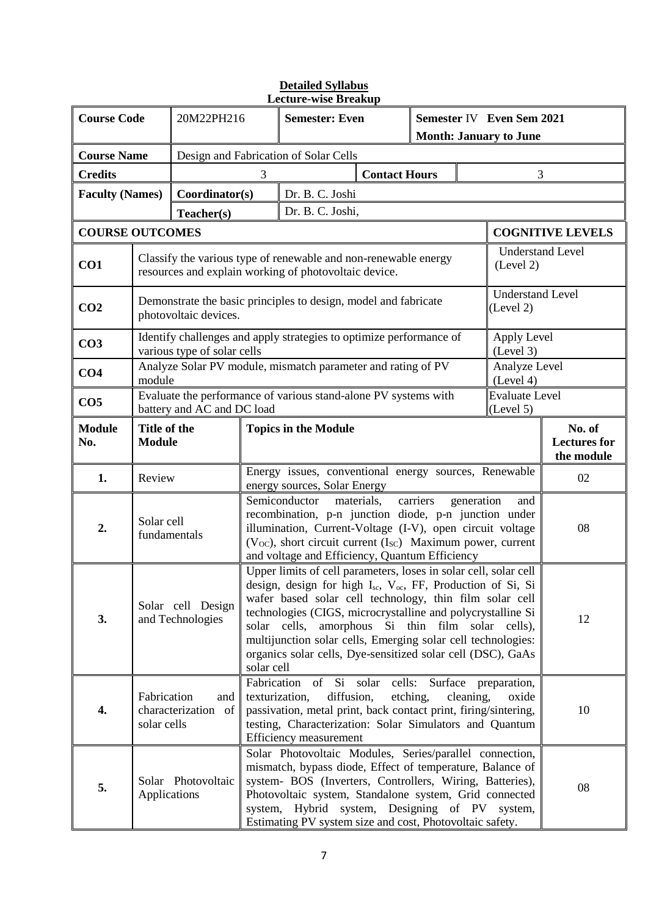**Detailed Syllabus**
**Lecture-wise Breakup**

| **Course Code** | 20M22PH216 | **Semester: Even** | | **Semester** IV **Even Sem 2021** **Month: January to June** | |
|---|---|---|---|---|---|
| **Course Name** | Design and Fabrication of Solar Cells | | | | |
| **Credits** | 3 | | **Contact Hours** | 3 | |
| **Faculty (Names)** | **Coordinator(s)** | Dr. B. C. Joshi | | | |
| | **Teacher(s)** | Dr. B. C. Joshi, | | | |

| **COURSE OUTCOMES** | | **COGNITIVE LEVELS** |
|---|---|---|
| **CO1** | Classify the various type of renewable and non-renewable energy resources and explain working of photovoltaic device. | Understand Level (Level 2) |
| **CO2** | Demonstrate the basic principles to design, model and fabricate photovoltaic devices. | Understand Level (Level 2) |
| **CO3** | Identify challenges and apply strategies to optimize performance of various type of solar cells | Apply Level (Level 3) |
| **CO4** | Analyze Solar PV module, mismatch parameter and rating of PV module | Analyze Level (Level 4) |
| **CO5** | Evaluate the performance of various stand-alone PV systems with battery and AC and DC load | Evaluate Level (Level 5) |

| **Module No.** | **Title of the Module** | **Topics in the Module** | **No. of Lectures for the module** |
|---|---|---|---|
| **1.** | Review | Energy issues, conventional energy sources, Renewable energy sources, Solar Energy | 02 |
| **2.** | Solar cell fundamentals | Semiconductor materials, carriers generation and recombination, p-n junction diode, p-n junction under illumination, Current-Voltage (I-V), open circuit voltage ($V_{OC}$), short circuit current ($I_{SC}$) Maximum power, current and voltage and Efficiency, Quantum Efficiency | 08 |
| **3.** | Solar cell Design and Technologies | Upper limits of cell parameters, loses in solar cell, solar cell design, design for high $I_{sc}$, $V_{oc}$, FF, Production of Si, Si wafer based solar cell technology, thin film solar cell technologies (CIGS, microcrystalline and polycrystalline Si solar cells, amorphous Si thin film solar cells), multijunction solar cells, Emerging solar cell technologies: organics solar cells, Dye-sensitized solar cell (DSC), GaAs solar cell | 12 |
| **4.** | Fabrication and characterization of solar cells | Fabrication of Si solar cells: Surface preparation, texturization, diffusion, etching, cleaning, oxide passivation, metal print, back contact print, firing/sintering, testing, Characterization: Solar Simulators and Quantum Efficiency measurement | 10 |
| **5.** | Solar Photovoltaic Applications | Solar Photovoltaic Modules, Series/parallel connection, mismatch, bypass diode, Effect of temperature, Balance of system- BOS (Inverters, Controllers, Wiring, Batteries), Photovoltaic system, Standalone system, Grid connected system, Hybrid system, Designing of PV system, Estimating PV system size and cost, Photovoltaic safety. | 08 |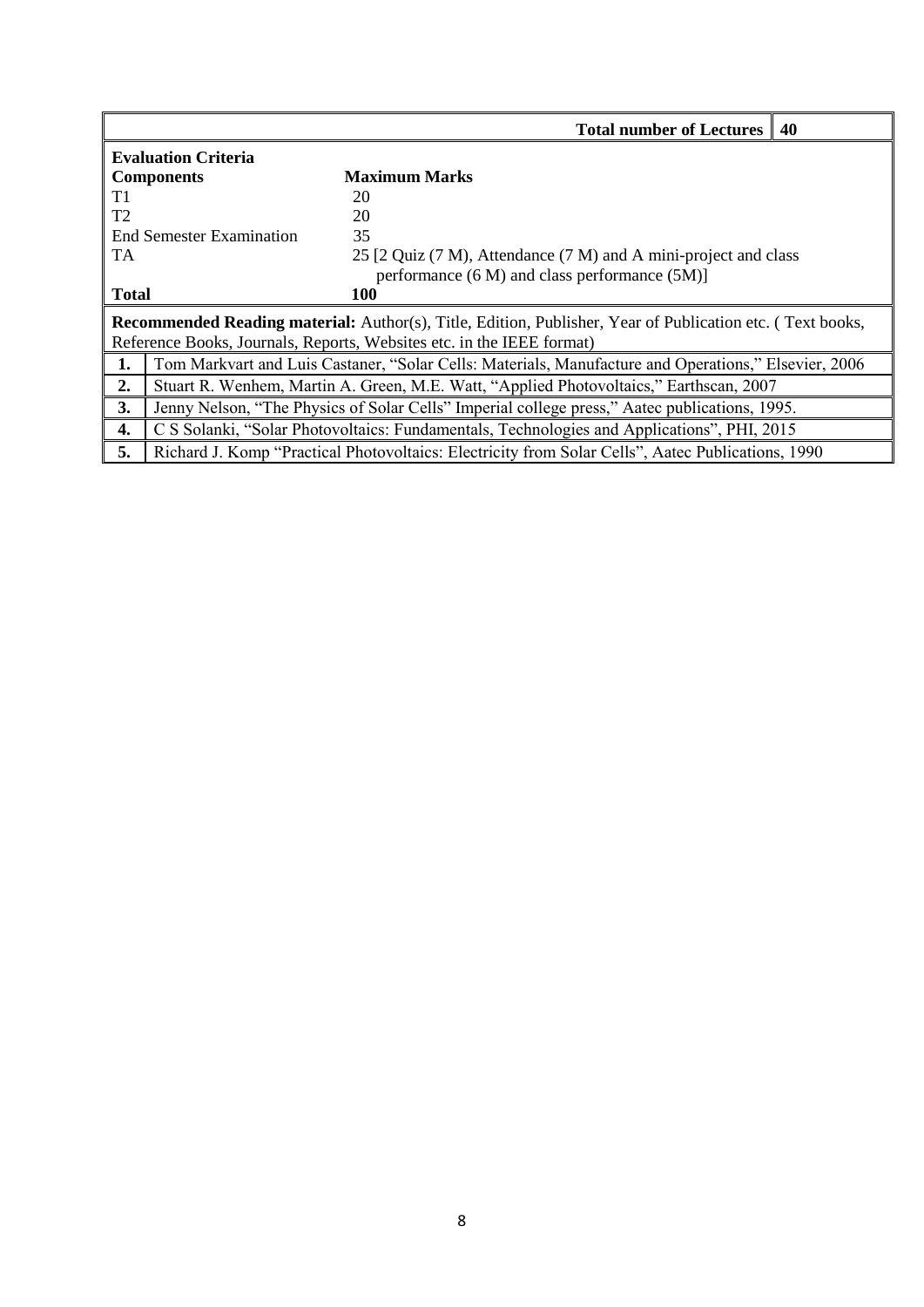| Total number of Lectures | 40 |
|---|---|

**Evaluation Criteria**

| Components | Maximum Marks |
|---|---|
| T1 | 20 |
| T2 | 20 |
| End Semester Examination | 35 |
| TA | 25 [2 Quiz (7 M), Attendance (7 M) and A mini-project and class performance (6 M) and class performance (5M)] |
| **Total** | **100** |

**Recommended Reading material:** Author(s), Title, Edition, Publisher, Year of Publication etc. ( Text books, Reference Books, Journals, Reports, Websites etc. in the IEEE format)

| | |
|---|---|
| **1.** | Tom Markvart and Luis Castaner, "Solar Cells: Materials, Manufacture and Operations," Elsevier, 2006 |
| **2.** | Stuart R. Wenhem, Martin A. Green, M.E. Watt, "Applied Photovoltaics," Earthscan, 2007 |
| **3.** | Jenny Nelson, "The Physics of Solar Cells" Imperial college press," Aatec publications, 1995. |
| **4.** | C S Solanki, "Solar Photovoltaics: Fundamentals, Technologies and Applications", PHI, 2015 |
| **5.** | Richard J. Komp "Practical Photovoltaics: Electricity from Solar Cells", Aatec Publications, 1990 |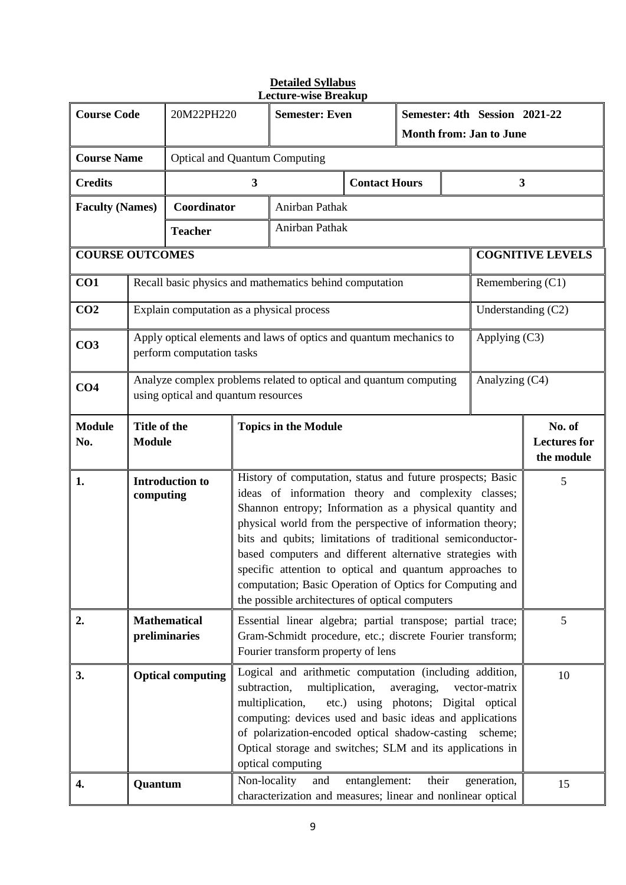## Detailed Syllabus

### Lecture-wise Breakup

| | | | |
|---|---|---|---|
| **Course Code** | 20M22PH220 | **Semester: Even** | **Semester: 4th Session 2021-22**<br>**Month from: Jan to June** |
| **Course Name** | Optical and Quantum Computing | | |
| **Credits** | 3 | **Contact Hours** | 3 |
| **Faculty (Names)** | **Coordinator** | Anirban Pathak | |
| | **Teacher** | Anirban Pathak | |

| **COURSE OUTCOMES** | | **COGNITIVE LEVELS** |
|---|---|---|
| **CO1** | Recall basic physics and mathematics behind computation | Remembering (C1) |
| **CO2** | Explain computation as a physical process | Understanding (C2) |
| **CO3** | Apply optical elements and laws of optics and quantum mechanics to perform computation tasks | Applying (C3) |
| **CO4** | Analyze complex problems related to optical and quantum computing using optical and quantum resources | Analyzing (C4) |

| **Module No.** | **Title of the Module** | **Topics in the Module** | **No. of Lectures for the module** |
|---|---|---|---|
| **1.** | **Introduction to computing** | History of computation, status and future prospects; Basic ideas of information theory and complexity classes; Shannon entropy; Information as a physical quantity and physical world from the perspective of information theory; bits and qubits; limitations of traditional semiconductor-based computers and different alternative strategies with specific attention to optical and quantum approaches to computation; Basic Operation of Optics for Computing and the possible architectures of optical computers | 5 |
| **2.** | **Mathematical preliminaries** | Essential linear algebra; partial transpose; partial trace; Gram-Schmidt procedure, etc.; discrete Fourier transform; Fourier transform property of lens | 5 |
| **3.** | **Optical computing** | Logical and arithmetic computation (including addition, subtraction, multiplication, averaging, vector-matrix multiplication, etc.) using photons; Digital optical computing: devices used and basic ideas and applications of polarization-encoded optical shadow-casting scheme; Optical storage and switches; SLM and its applications in optical computing | 10 |
| **4.** | **Quantum** | Non-locality and entanglement: their generation, characterization and measures; linear and nonlinear optical | 15 |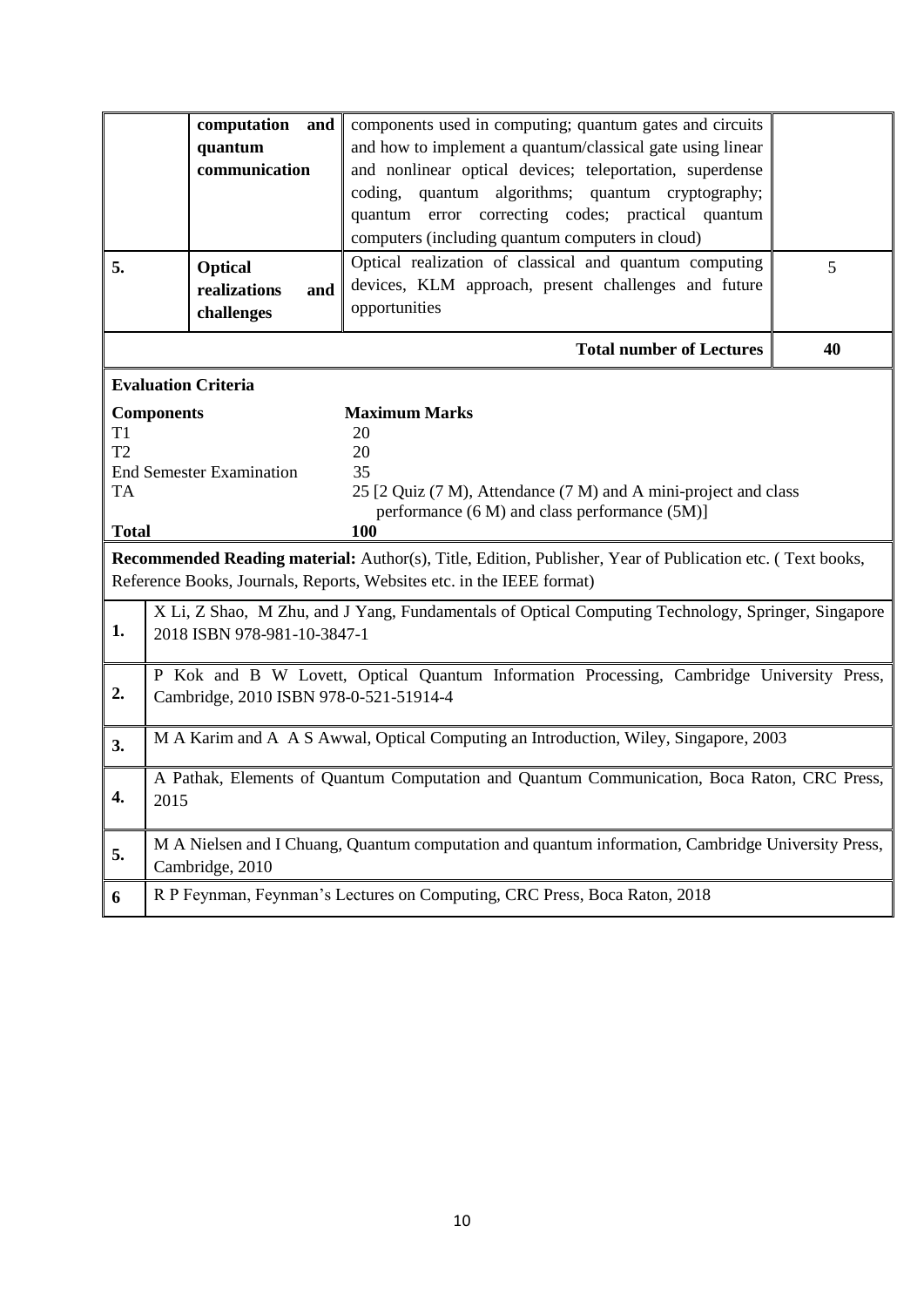| | Title of the Module | Topics in the Module | No. of Lectures |
|---|---|---|---|
| | computation and quantum communication | components used in computing; quantum gates and circuits and how to implement a quantum/classical gate using linear and nonlinear optical devices; teleportation, superdense coding, quantum algorithms; quantum cryptography; quantum error correcting codes; practical quantum computers (including quantum computers in cloud) | |
| **5.** | **Optical realizations and challenges** | Optical realization of classical and quantum computing devices, KLM approach, present challenges and future opportunities | 5 |
| | | **Total number of Lectures** | **40** |

**Evaluation Criteria**

| **Components** | **Maximum Marks** |
|---|---|
| T1 | 20 |
| T2 | 20 |
| End Semester Examination | 35 |
| TA | 25 [2 Quiz (7 M), Attendance (7 M) and A mini-project and class performance (6 M) and class performance (5M)] |
| **Total** | **100** |

**Recommended Reading material:** Author(s), Title, Edition, Publisher, Year of Publication etc. ( Text books, Reference Books, Journals, Reports, Websites etc. in the IEEE format)

| | |
|---|---|
| **1.** | X Li, Z Shao, M Zhu, and J Yang, Fundamentals of Optical Computing Technology, Springer, Singapore 2018 ISBN 978-981-10-3847-1 |
| **2.** | P Kok and B W Lovett, Optical Quantum Information Processing, Cambridge University Press, Cambridge, 2010 ISBN 978-0-521-51914-4 |
| **3.** | M A Karim and A A S Awwal, Optical Computing an Introduction, Wiley, Singapore, 2003 |
| **4.** | A Pathak, Elements of Quantum Computation and Quantum Communication, Boca Raton, CRC Press, 2015 |
| **5.** | M A Nielsen and I Chuang, Quantum computation and quantum information, Cambridge University Press, Cambridge, 2010 |
| **6** | R P Feynman, Feynman's Lectures on Computing, CRC Press, Boca Raton, 2018 |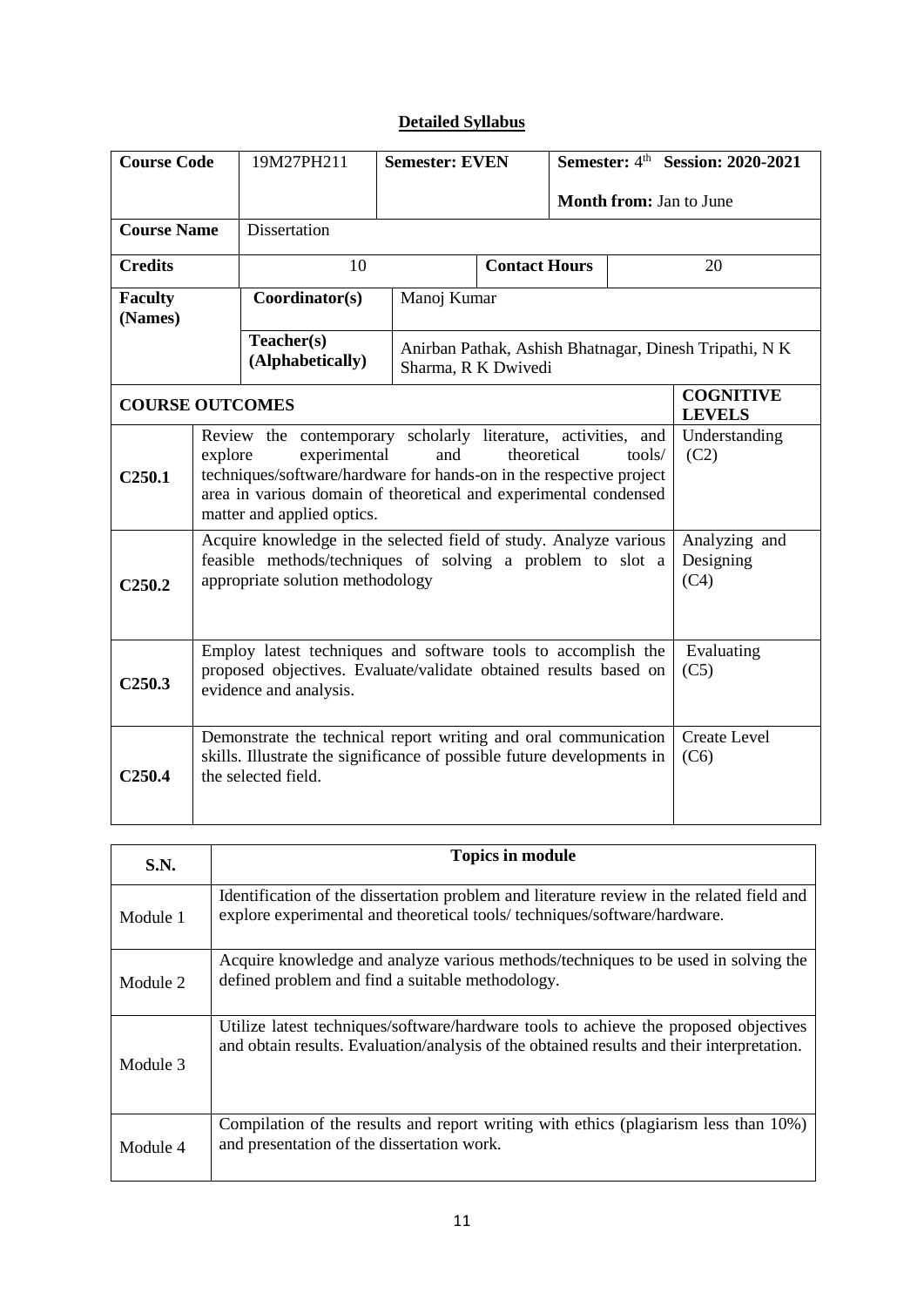## Detailed Syllabus

| Course Code | 19M27PH211 | Semester: EVEN | | Semester: 4th Session: 2020-2021<br><br>Month from: Jan to June |
|---|---|---|---|---|
| Course Name | Dissertation | | | |
| Credits | 10 | | Contact Hours | 20 |
| Faculty (Names) | Coordinator(s) | Manoj Kumar | | |
| | Teacher(s) (Alphabetically) | Anirban Pathak, Ashish Bhatnagar, Dinesh Tripathi, N K Sharma, R K Dwivedi | | |

| COURSE OUTCOMES | | COGNITIVE LEVELS |
|---|---|---|
| C250.1 | Review the contemporary scholarly literature, activities, and explore experimental and theoretical tools/ techniques/software/hardware for hands-on in the respective project area in various domain of theoretical and experimental condensed matter and applied optics. | Understanding (C2) |
| C250.2 | Acquire knowledge in the selected field of study. Analyze various feasible methods/techniques of solving a problem to slot a appropriate solution methodology | Analyzing and Designing (C4) |
| C250.3 | Employ latest techniques and software tools to accomplish the proposed objectives. Evaluate/validate obtained results based on evidence and analysis. | Evaluating (C5) |
| C250.4 | Demonstrate the technical report writing and oral communication skills. Illustrate the significance of possible future developments in the selected field. | Create Level (C6) |

| S.N. | Topics in module |
|---|---|
| Module 1 | Identification of the dissertation problem and literature review in the related field and explore experimental and theoretical tools/ techniques/software/hardware. |
| Module 2 | Acquire knowledge and analyze various methods/techniques to be used in solving the defined problem and find a suitable methodology. |
| Module 3 | Utilize latest techniques/software/hardware tools to achieve the proposed objectives and obtain results. Evaluation/analysis of the obtained results and their interpretation. |
| Module 4 | Compilation of the results and report writing with ethics (plagiarism less than 10%) and presentation of the dissertation work. |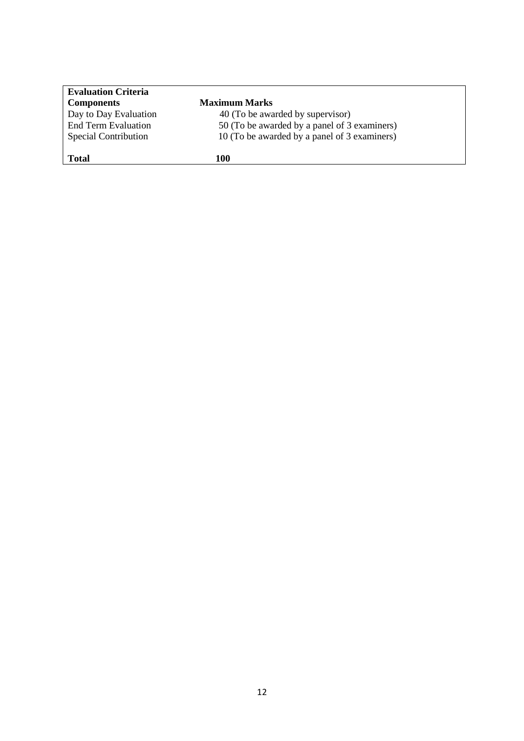**Evaluation Criteria**

| **Components** | **Maximum Marks** |
|---|---|
| Day to Day Evaluation | 40 (To be awarded by supervisor) |
| End Term Evaluation | 50 (To be awarded by a panel of 3 examiners) |
| Special Contribution | 10 (To be awarded by a panel of 3 examiners) |
| **Total** | **100** |